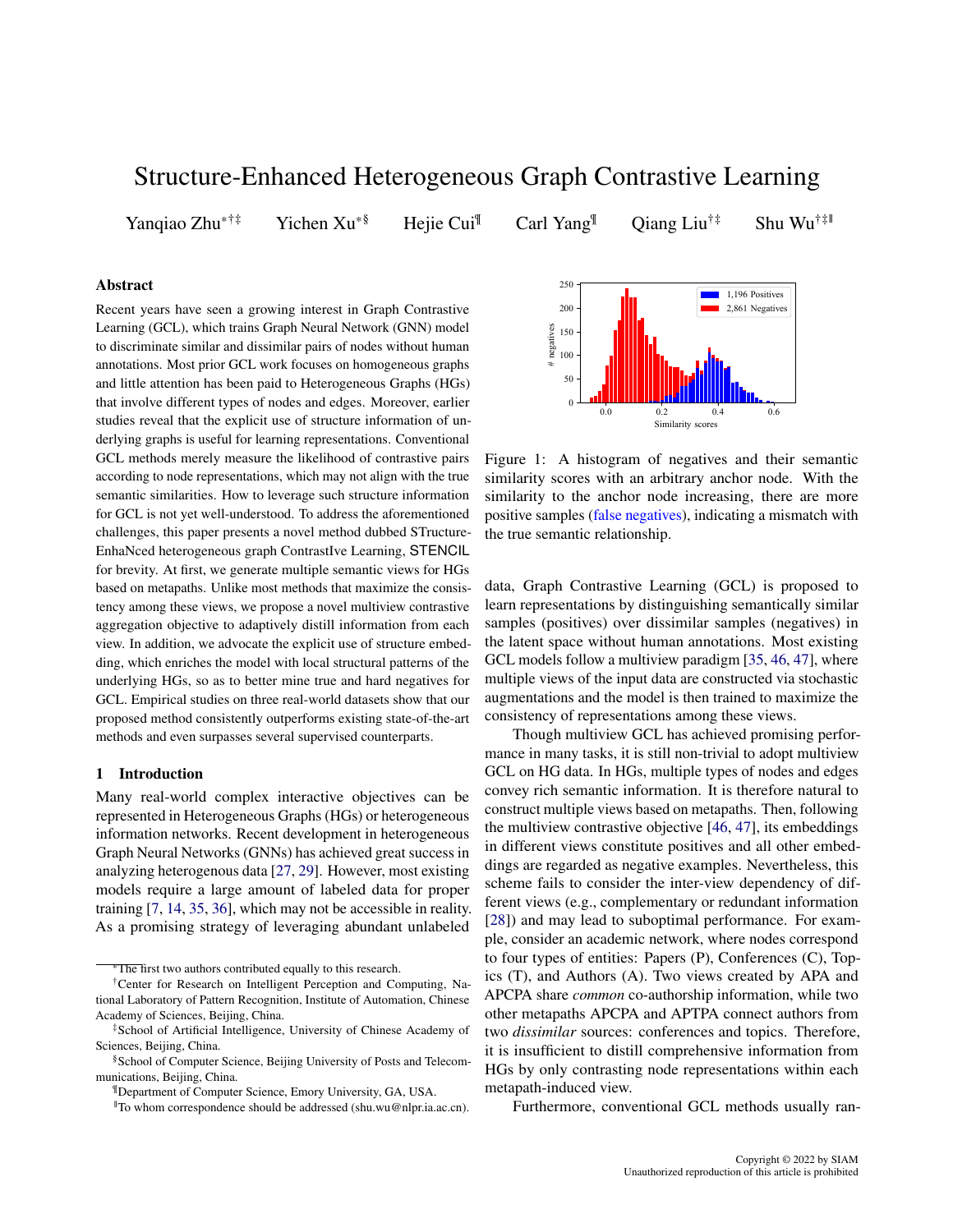# Structure-Enhanced Heterogeneous Graph Contrastive Learning

Yanqiao Zhu[*†‡] Yichen Xu[*§] Hejie Cui[¶] Carl Yang[¶] Qiang Liu[†‡] Shu Wu[†‡‖]

## Abstract

Recent years have seen a growing interest in Graph Contrastive Learning (GCL), which trains Graph Neural Network (GNN) model to discriminate similar and dissimilar pairs of nodes without human annotations. Most prior GCL work focuses on homogeneous graphs and little attention has been paid to Heterogeneous Graphs (HGs) that involve different types of nodes and edges. Moreover, earlier studies reveal that the explicit use of structure information of underlying graphs is useful for learning representations. Conventional GCL methods merely measure the likelihood of contrastive pairs according to node representations, which may not align with the true semantic similarities. How to leverage such structure information for GCL is not yet well-understood. To address the aforementioned challenges, this paper presents a novel method dubbed STructure-EnhaNced heterogeneous graph ContrastIve Learning, STENCIL for brevity. At first, we generate multiple semantic views for HGs based on metapaths. Unlike most methods that maximize the consistency among these views, we propose a novel multiview contrastive aggregation objective to adaptively distill information from each view. In addition, we advocate the explicit use of structure embedding, which enriches the model with local structural patterns of the underlying HGs, so as to better mine true and hard negatives for GCL. Empirical studies on three real-world datasets show that our proposed method consistently outperforms existing state-of-the-art methods and even surpasses several supervised counterparts.

## 1 Introduction

Many real-world complex interactive objectives can be represented in Heterogeneous Graphs (HGs) or heterogeneous information networks. Recent development in heterogeneous Graph Neural Networks (GNNs) has achieved great success in analyzing heterogenous data [27, 29]. However, most existing models require a large amount of labeled data for proper training [7, 14, 35, 36], which may not be accessible in reality. As a promising strategy of leveraging abundant unlabeled data, Graph Contrastive Learning (GCL) is proposed to learn representations by distinguishing semantically similar samples (positives) over dissimilar samples (negatives) in the latent space without human annotations. Most existing GCL models follow a multiview paradigm [35, 46, 47], where multiple views of the input data are constructed via stochastic augmentations and the model is then trained to maximize the consistency of representations among these views.

Figure 1: A histogram of negatives and their semantic similarity scores with an arbitrary anchor node. With the similarity to the anchor node increasing, there are more positive samples (false negatives), indicating a mismatch with the true semantic relationship.

Though multiview GCL has achieved promising performance in many tasks, it is still non-trivial to adopt multiview GCL on HG data. In HGs, multiple types of nodes and edges convey rich semantic information. It is therefore natural to construct multiple views based on metapaths. Then, following the multiview contrastive objective [46, 47], its embeddings in different views constitute positives and all other embeddings are regarded as negative examples. Nevertheless, this scheme fails to consider the inter-view dependency of different views (e.g., complementary or redundant information [28]) and may lead to suboptimal performance. For example, consider an academic network, where nodes correspond to four types of entities: Papers (P), Conferences (C), Topics (T), and Authors (A). Two views created by APA and APCPA share *common* co-authorship information, while two other metapaths APCPA and APTPA connect authors from two *dissimilar* sources: conferences and topics. Therefore, it is insufficient to distill comprehensive information from HGs by only contrasting node representations within each metapath-induced view.

Furthermore, conventional GCL methods usually ran-

---

[*] The first two authors contributed equally to this research.

[†] Center for Research on Intelligent Perception and Computing, National Laboratory of Pattern Recognition, Institute of Automation, Chinese Academy of Sciences, Beijing, China.

[‡] School of Artificial Intelligence, University of Chinese Academy of Sciences, Beijing, China.

[§] School of Computer Science, Beijing University of Posts and Telecommunications, Beijing, China.

[¶] Department of Computer Science, Emory University, GA, USA.

[‖] To whom correspondence should be addressed (shu.wu@nlpr.ia.ac.cn).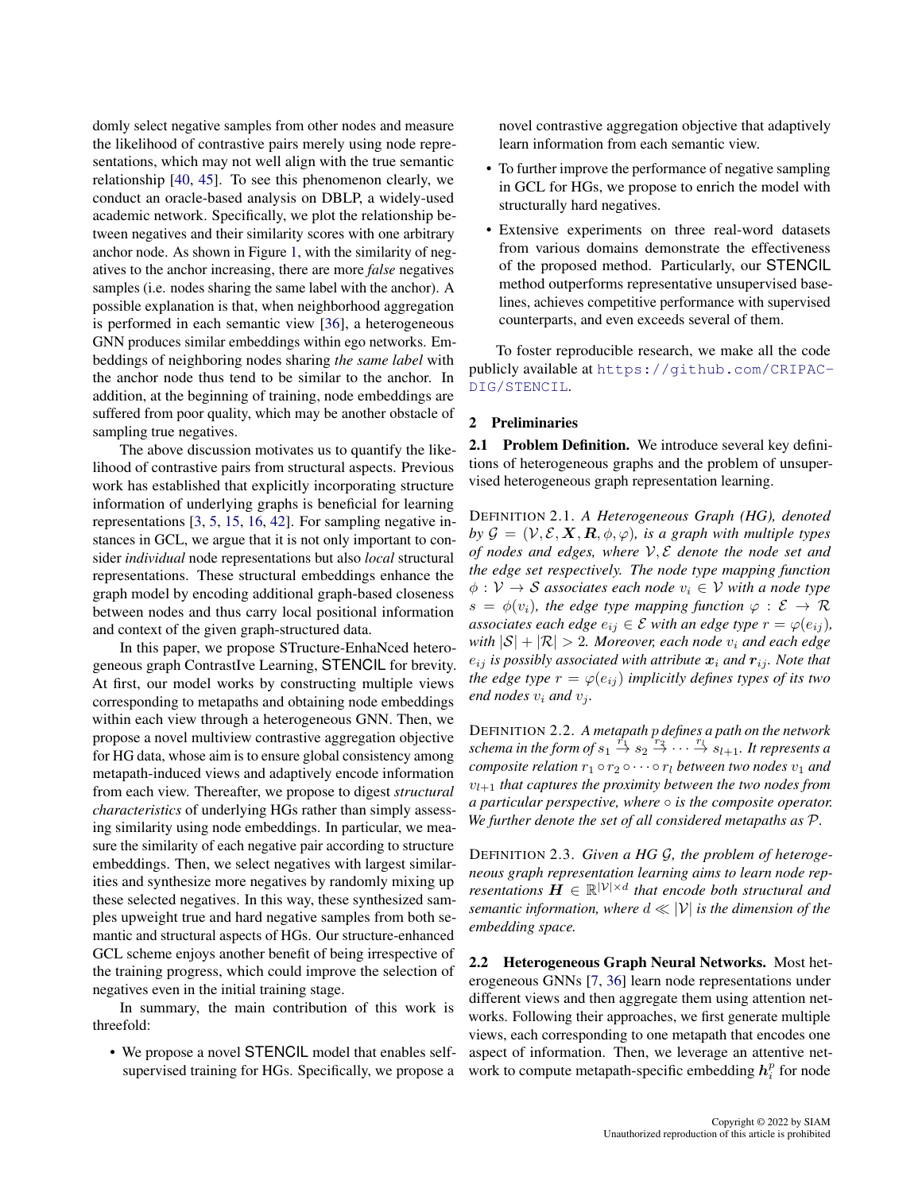domly select negative samples from other nodes and measure the likelihood of contrastive pairs merely using node representations, which may not well align with the true semantic relationship [40, 45]. To see this phenomenon clearly, we conduct an oracle-based analysis on DBLP, a widely-used academic network. Specifically, we plot the relationship between negatives and their similarity scores with one arbitrary anchor node. As shown in Figure 1, with the similarity of negatives to the anchor increasing, there are more *false* negatives samples (i.e. nodes sharing the same label with the anchor). A possible explanation is that, when neighborhood aggregation is performed in each semantic view [36], a heterogeneous GNN produces similar embeddings within ego networks. Embeddings of neighboring nodes sharing *the same label* with the anchor node thus tend to be similar to the anchor. In addition, at the beginning of training, node embeddings are suffered from poor quality, which may be another obstacle of sampling true negatives.

The above discussion motivates us to quantify the likelihood of contrastive pairs from structural aspects. Previous work has established that explicitly incorporating structure information of underlying graphs is beneficial for learning representations [3, 5, 15, 16, 42]. For sampling negative instances in GCL, we argue that it is not only important to consider *individual* node representations but also *local* structural representations. These structural embeddings enhance the graph model by encoding additional graph-based closeness between nodes and thus carry local positional information and context of the given graph-structured data.

In this paper, we propose STructure-EnhaNced heterogeneous graph ContrastIve Learning, STENCIL for brevity. At first, our model works by constructing multiple views corresponding to metapaths and obtaining node embeddings within each view through a heterogeneous GNN. Then, we propose a novel multiview contrastive aggregation objective for HG data, whose aim is to ensure global consistency among metapath-induced views and adaptively encode information from each view. Thereafter, we propose to digest *structural characteristics* of underlying HGs rather than simply assessing similarity using node embeddings. In particular, we measure the similarity of each negative pair according to structure embeddings. Then, we select negatives with largest similarities and synthesize more negatives by randomly mixing up these selected negatives. In this way, these synthesized samples upweight true and hard negative samples from both semantic and structural aspects of HGs. Our structure-enhanced GCL scheme enjoys another benefit of being irrespective of the training progress, which could improve the selection of negatives even in the initial training stage.

In summary, the main contribution of this work is threefold:

- We propose a novel STENCIL model that enables self-supervised training for HGs. Specifically, we propose a novel contrastive aggregation objective that adaptively learn information from each semantic view.
- To further improve the performance of negative sampling in GCL for HGs, we propose to enrich the model with structurally hard negatives.
- Extensive experiments on three real-word datasets from various domains demonstrate the effectiveness of the proposed method. Particularly, our STENCIL method outperforms representative unsupervised baselines, achieves competitive performance with supervised counterparts, and even exceeds several of them.

To foster reproducible research, we make all the code publicly available at https://github.com/CRIPAC-DIG/STENCIL.

## 2 Preliminaries

**2.1 Problem Definition.** We introduce several key definitions of heterogeneous graphs and the problem of unsupervised heterogeneous graph representation learning.

DEFINITION 2.1. *A Heterogeneous Graph (HG), denoted by* $\mathcal{G} = (\mathcal{V}, \mathcal{E}, \boldsymbol{X}, \boldsymbol{R}, \phi, \varphi)$*, is a graph with multiple types of nodes and edges, where* $\mathcal{V}, \mathcal{E}$ *denote the node set and the edge set respectively. The node type mapping function* $\phi : \mathcal{V} \to \mathcal{S}$ *associates each node* $v_i \in \mathcal{V}$ *with a node type* $s = \phi(v_i)$*, the edge type mapping function* $\varphi : \mathcal{E} \to \mathcal{R}$ *associates each edge* $e_{ij} \in \mathcal{E}$ *with an edge type* $r = \varphi(e_{ij})$*, with* $|\mathcal{S}| + |\mathcal{R}| > 2$*. Moreover, each node* $v_i$ *and each edge* $e_{ij}$ *is possibly associated with attribute* $\boldsymbol{x}_i$ *and* $\boldsymbol{r}_{ij}$*. Note that the edge type* $r = \varphi(e_{ij})$ *implicitly defines types of its two end nodes* $v_i$ *and* $v_j$*.*

DEFINITION 2.2. *A metapath* $p$ *defines a path on the network schema in the form of* $s_1 \xrightarrow{r_1} s_2 \xrightarrow{r_2} \cdots \xrightarrow{r_l} s_{l+1}$*. It represents a composite relation* $r_1 \circ r_2 \circ \cdots \circ r_l$ *between two nodes* $v_1$ *and* $v_{l+1}$ *that captures the proximity between the two nodes from a particular perspective, where* $\circ$ *is the composite operator. We further denote the set of all considered metapaths as* $\mathcal{P}$*.*

DEFINITION 2.3. *Given a HG* $\mathcal{G}$*, the problem of heterogeneous graph representation learning aims to learn node representations* $\boldsymbol{H} \in \mathbb{R}^{|\mathcal{V}| \times d}$ *that encode both structural and semantic information, where* $d \ll |\mathcal{V}|$ *is the dimension of the embedding space.*

**2.2 Heterogeneous Graph Neural Networks.** Most heterogeneous GNNs [7, 36] learn node representations under different views and then aggregate them using attention networks. Following their approaches, we first generate multiple views, each corresponding to one metapath that encodes one aspect of information. Then, we leverage an attentive network to compute metapath-specific embedding $\boldsymbol{h}_i^p$ for node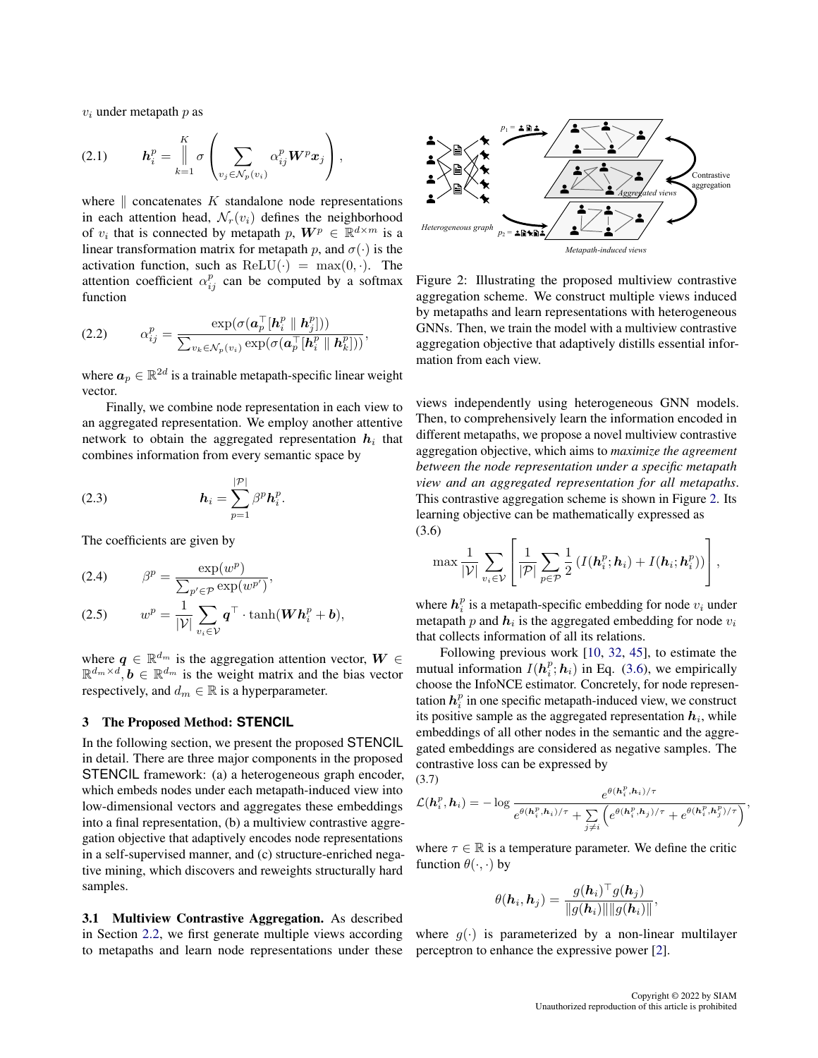$v_i$ under metapath $p$ as

$$\boldsymbol{h}_i^p = \Big\Vert_{k=1}^{K} \sigma \left( \sum_{v_j \in \mathcal{N}_p(v_i)} \alpha_{ij}^p \boldsymbol{W}^p \boldsymbol{x}_j \right), \tag{2.1}$$

where $\|$ concatenates $K$ standalone node representations in each attention head, $\mathcal{N}_r(v_i)$ defines the neighborhood of $v_i$ that is connected by metapath $p$, $\boldsymbol{W}^p \in \mathbb{R}^{d \times m}$ is a linear transformation matrix for metapath $p$, and $\sigma(\cdot)$ is the activation function, such as $\mathrm{ReLU}(\cdot) = \max(0, \cdot)$. The attention coefficient $\alpha_{ij}^p$ can be computed by a softmax function

$$\alpha_{ij}^p = \frac{\exp(\sigma(\boldsymbol{a}_p^\top [\boldsymbol{h}_i^p \parallel \boldsymbol{h}_j^p]))}{\sum_{v_k \in \mathcal{N}_p(v_i)} \exp(\sigma(\boldsymbol{a}_p^\top [\boldsymbol{h}_i^p \parallel \boldsymbol{h}_k^p]))}, \tag{2.2}$$

where $\boldsymbol{a}_p \in \mathbb{R}^{2d}$ is a trainable metapath-specific linear weight vector.

Finally, we combine node representation in each view to an aggregated representation. We employ another attentive network to obtain the aggregated representation $\boldsymbol{h}_i$ that combines information from every semantic space by

$$\boldsymbol{h}_i = \sum_{p=1}^{|\mathcal{P}|} \beta^p \boldsymbol{h}_i^p. \tag{2.3}$$

The coefficients are given by

$$\beta^p = \frac{\exp(w^p)}{\sum_{p' \in \mathcal{P}} \exp(w^{p'})}, \tag{2.4}$$

$$w^p = \frac{1}{|\mathcal{V}|} \sum_{v_i \in \mathcal{V}} \boldsymbol{q}^\top \cdot \tanh(\boldsymbol{W} \boldsymbol{h}_i^p + \boldsymbol{b}), \tag{2.5}$$

where $\boldsymbol{q} \in \mathbb{R}^{d_m}$ is the aggregation attention vector, $\boldsymbol{W} \in \mathbb{R}^{d_m \times d}, \boldsymbol{b} \in \mathbb{R}^{d_m}$ is the weight matrix and the bias vector respectively, and $d_m \in \mathbb{R}$ is a hyperparameter.

## 3 The Proposed Method: STENCIL

In the following section, we present the proposed STENCIL in detail. There are three major components in the proposed STENCIL framework: (a) a heterogeneous graph encoder, which embeds nodes under each metapath-induced view into low-dimensional vectors and aggregates these embeddings into a final representation, (b) a multiview contrastive aggregation objective that adaptively encodes node representations in a self-supervised manner, and (c) structure-enriched negative mining, which discovers and reweights structurally hard samples.

**3.1 Multiview Contrastive Aggregation.** As described in Section 2.2, we first generate multiple views according to metapaths and learn node representations under these views independently using heterogeneous GNN models. Then, to comprehensively learn the information encoded in different metapaths, we propose a novel multiview contrastive aggregation objective, which aims to *maximize the agreement between the node representation under a specific metapath view and an aggregated representation for all metapaths*. This contrastive aggregation scheme is shown in Figure 2. Its learning objective can be mathematically expressed as

$$\max \frac{1}{|\mathcal{V}|} \sum_{v_i \in \mathcal{V}} \left[ \frac{1}{|\mathcal{P}|} \sum_{p \in \mathcal{P}} \frac{1}{2} \left( I(\boldsymbol{h}_i^p; \boldsymbol{h}_i) + I(\boldsymbol{h}_i; \boldsymbol{h}_i^p) \right) \right], \tag{3.6}$$

where $\boldsymbol{h}_i^p$ is a metapath-specific embedding for node $v_i$ under metapath $p$ and $\boldsymbol{h}_i$ is the aggregated embedding for node $v_i$ that collects information of all its relations.

Following previous work [10, 32, 45], to estimate the mutual information $I(\boldsymbol{h}_i^p; \boldsymbol{h}_i)$ in Eq. (3.6), we empirically choose the InfoNCE estimator. Concretely, for node representation $\boldsymbol{h}_i^p$ in one specific metapath-induced view, we construct its positive sample as the aggregated representation $\boldsymbol{h}_i$, while embeddings of all other nodes in the semantic and the aggregated embeddings are considered as negative samples. The contrastive loss can be expressed by

$$\mathcal{L}(\boldsymbol{h}_i^p, \boldsymbol{h}_i) = -\log \frac{e^{\theta(\boldsymbol{h}_i^p, \boldsymbol{h}_i)/\tau}}{e^{\theta(\boldsymbol{h}_i^p, \boldsymbol{h}_i)/\tau} + \sum\limits_{j \neq i} \left( e^{\theta(\boldsymbol{h}_i^p, \boldsymbol{h}_j)/\tau} + e^{\theta(\boldsymbol{h}_i^p, \boldsymbol{h}_j^p)/\tau} \right)}, \tag{3.7}$$

where $\tau \in \mathbb{R}$ is a temperature parameter. We define the critic function $\theta(\cdot, \cdot)$ by

$$\theta(\boldsymbol{h}_i, \boldsymbol{h}_j) = \frac{g(\boldsymbol{h}_i)^\top g(\boldsymbol{h}_j)}{\|g(\boldsymbol{h}_i)\| \|g(\boldsymbol{h}_i)\|},$$

where $g(\cdot)$ is parameterized by a non-linear multilayer perceptron to enhance the expressive power [2].

Figure 2: Illustrating the proposed multiview contrastive aggregation scheme. We construct multiple views induced by metapaths and learn representations with heterogeneous GNNs. Then, we train the model with a multiview contrastive aggregation objective that adaptively distills essential information from each view.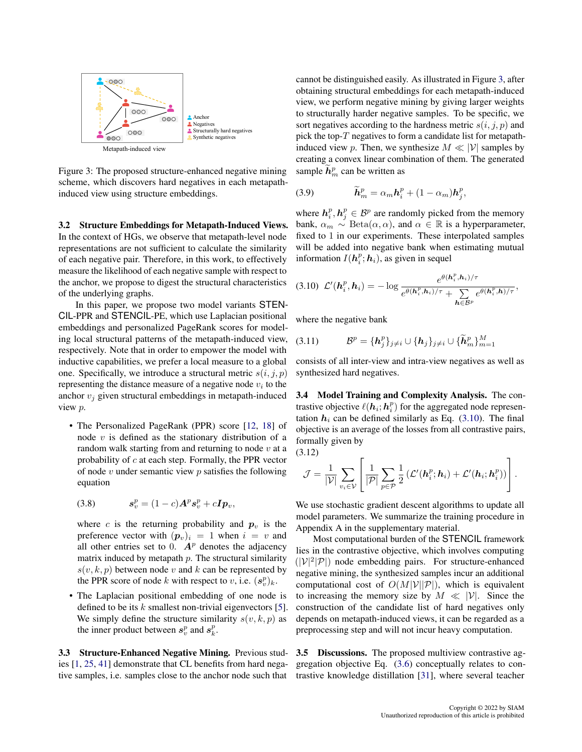Figure 3: The proposed structure-enhanced negative mining scheme, which discovers hard negatives in each metapath-induced view using structure embeddings.

**3.2 Structure Embeddings for Metapath-Induced Views.** In the context of HGs, we observe that metapath-level node representations are not sufficient to calculate the similarity of each negative pair. Therefore, in this work, to effectively measure the likelihood of each negative sample with respect to the anchor, we propose to digest the structural characteristics of the underlying graphs.

In this paper, we propose two model variants STENCIL-PPR and STENCIL-PE, which use Laplacian positional embeddings and personalized PageRank scores for modeling local structural patterns of the metapath-induced view, respectively. Note that in order to empower the model with inductive capabilities, we prefer a local measure to a global one. Specifically, we introduce a structural metric $s(i, j, p)$ representing the distance measure of a negative node $v_i$ to the anchor $v_j$ given structural embeddings in metapath-induced view $p$.

- The Personalized PageRank (PPR) score [12, 18] of node $v$ is defined as the stationary distribution of a random walk starting from and returning to node $v$ at a probability of $c$ at each step. Formally, the PPR vector of node $v$ under semantic view $p$ satisfies the following equation

$$s_v^p = (1 - c)\boldsymbol{A}^p s_v^p + c\boldsymbol{I}\boldsymbol{p}_v, \tag{3.8}$$

  where $c$ is the returning probability and $\boldsymbol{p}_v$ is the preference vector with $(\boldsymbol{p}_v)_i = 1$ when $i = v$ and all other entries set to 0. $\boldsymbol{A}^p$ denotes the adjacency matrix induced by metapath $p$. The structural similarity $s(v, k, p)$ between node $v$ and $k$ can be represented by the PPR score of node $k$ with respect to $v$, i.e. $(s_v^p)_k$.

- The Laplacian positional embedding of one node is defined to be its $k$ smallest non-trivial eigenvectors [5]. We simply define the structure similarity $s(v, k, p)$ as the inner product between $s_v^p$ and $s_k^p$.

**3.3 Structure-Enhanced Negative Mining.** Previous studies [1, 25, 41] demonstrate that CL benefits from hard negative samples, i.e. samples close to the anchor node such that cannot be distinguished easily. As illustrated in Figure 3, after obtaining structural embeddings for each metapath-induced view, we perform negative mining by giving larger weights to structurally harder negative samples. To be specific, we sort negatives according to the hardness metric $s(i, j, p)$ and pick the top-$T$ negatives to form a candidate list for metapath-induced view $p$. Then, we synthesize $M \ll |\mathcal{V}|$ samples by creating a convex linear combination of them. The generated sample $\widetilde{\boldsymbol{h}}_m^p$ can be written as

$$\widetilde{\boldsymbol{h}}_m^p = \alpha_m \boldsymbol{h}_i^p + (1 - \alpha_m)\boldsymbol{h}_j^p, \tag{3.9}$$

where $\boldsymbol{h}_i^p, \boldsymbol{h}_j^p \in \mathcal{B}^p$ are randomly picked from the memory bank, $\alpha_m \sim \text{Beta}(\alpha, \alpha)$, and $\alpha \in \mathbb{R}$ is a hyperparameter, fixed to 1 in our experiments. These interpolated samples will be added into negative bank when estimating mutual information $I(\boldsymbol{h}_i^p; \boldsymbol{h}_i)$, as given in sequel

$$\mathcal{L}'(\boldsymbol{h}_i^p, \boldsymbol{h}_i) = -\log \frac{e^{\theta(\boldsymbol{h}_i^p, \boldsymbol{h}_i)/\tau}}{e^{\theta(\boldsymbol{h}_i^p, \boldsymbol{h}_i)/\tau} + \sum_{\boldsymbol{h} \in \mathcal{B}^p} e^{\theta(\boldsymbol{h}_i^p, \boldsymbol{h})/\tau}}, \tag{3.10}$$

where the negative bank

$$\mathcal{B}^p = \{\boldsymbol{h}_j^p\}_{j \neq i} \cup \{\boldsymbol{h}_j\}_{j \neq i} \cup \{\widetilde{\boldsymbol{h}}_m^p\}_{m=1}^M \tag{3.11}$$

consists of all inter-view and intra-view negatives as well as synthesized hard negatives.

**3.4 Model Training and Complexity Analysis.** The contrastive objective $\ell(\boldsymbol{h}_i; \boldsymbol{h}_i^p)$ for the aggregated node representation $\boldsymbol{h}_i$ can be defined similarly as Eq. (3.10). The final objective is an average of the losses from all contrastive pairs, formally given by

$$\mathcal{J} = \frac{1}{|\mathcal{V}|} \sum_{v_i \in \mathcal{V}} \left[ \frac{1}{|\mathcal{P}|} \sum_{p \in \mathcal{P}} \frac{1}{2} \left( \mathcal{L}'(\boldsymbol{h}_i^p; \boldsymbol{h}_i) + \mathcal{L}'(\boldsymbol{h}_i; \boldsymbol{h}_i^p) \right) \right]. \tag{3.12}$$

We use stochastic gradient descent algorithms to update all model parameters. We summarize the training procedure in Appendix A in the supplementary material.

Most computational burden of the STENCIL framework lies in the contrastive objective, which involves computing $(|\mathcal{V}|^2|\mathcal{P}|)$ node embedding pairs. For structure-enhanced negative mining, the synthesized samples incur an additional computational cost of $O(M|\mathcal{V}||\mathcal{P}|)$, which is equivalent to increasing the memory size by $M \ll |\mathcal{V}|$. Since the construction of the candidate list of hard negatives only depends on metapath-induced views, it can be regarded as a preprocessing step and will not incur heavy computation.

**3.5 Discussions.** The proposed multiview contrastive aggregation objective Eq. (3.6) conceptually relates to contrastive knowledge distillation [31], where several teacher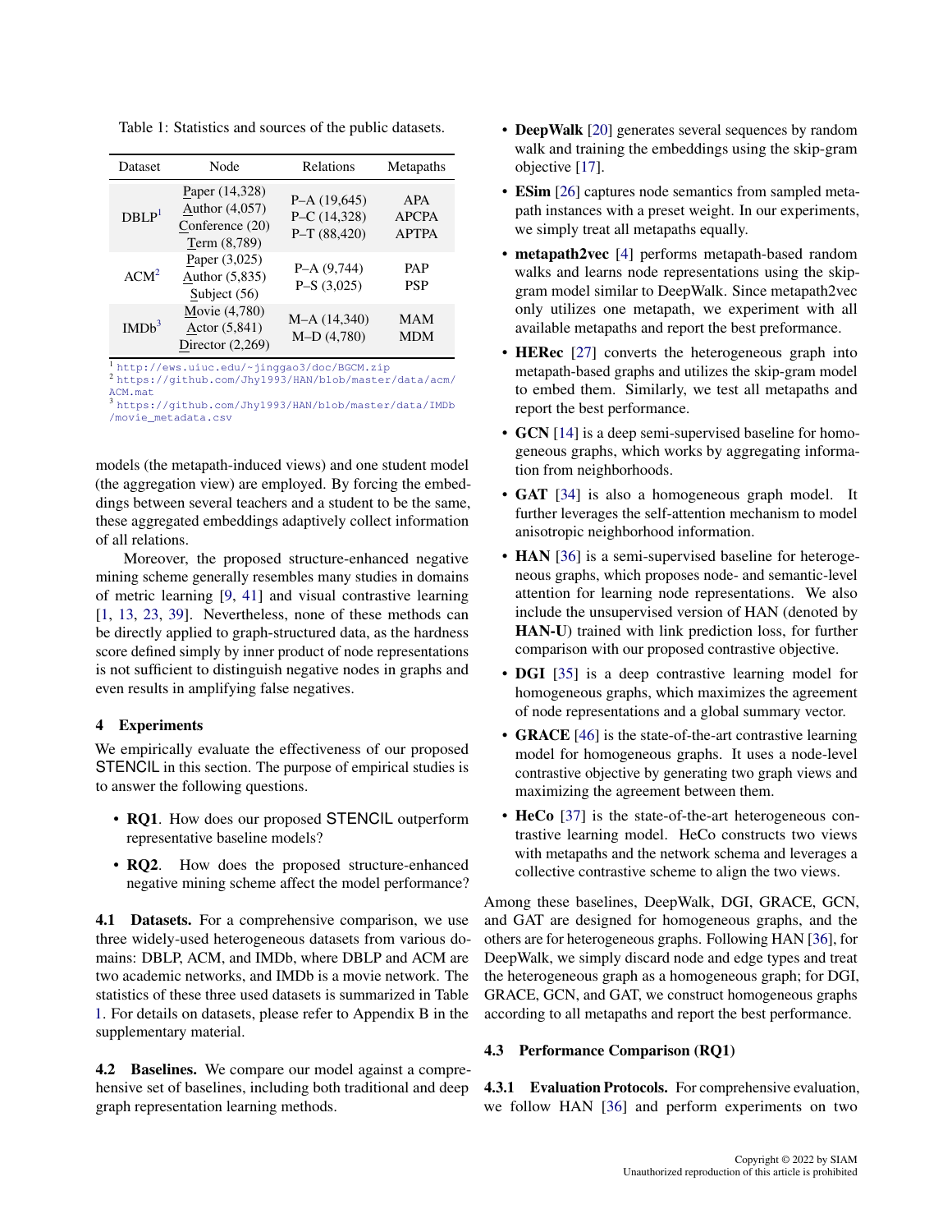Table 1: Statistics and sources of the public datasets.

| Dataset | Node | Relations | Metapaths |
|---|---|---|---|
| DBLP[1] | Paper (14,328)<br>Author (4,057)<br>Conference (20)<br>Term (8,789) | P–A (19,645)<br>P–C (14,328)<br>P–T (88,420) | APA<br>APCPA<br>APTPA |
| ACM[2] | Paper (3,025)<br>Author (5,835)<br>Subject (56) | P–A (9,744)<br>P–S (3,025) | PAP<br>PSP |
| IMDb[3] | Movie (4,780)<br>Actor (5,841)<br>Director (2,269) | M–A (14,340)<br>M–D (4,780) | MAM<br>MDM |

[1] http://ews.uiuc.edu/~jinggao3/doc/BGCM.zip
[2] https://github.com/Jhy1993/HAN/blob/master/data/acm/ACM.mat
[3] https://github.com/Jhy1993/HAN/blob/master/data/IMDb/movie_metadata.csv

models (the metapath-induced views) and one student model (the aggregation view) are employed. By forcing the embeddings between several teachers and a student to be the same, these aggregated embeddings adaptively collect information of all relations.

Moreover, the proposed structure-enhanced negative mining scheme generally resembles many studies in domains of metric learning [9, 41] and visual contrastive learning [1, 13, 23, 39]. Nevertheless, none of these methods can be directly applied to graph-structured data, as the hardness score defined simply by inner product of node representations is not sufficient to distinguish negative nodes in graphs and even results in amplifying false negatives.

## 4 Experiments

We empirically evaluate the effectiveness of our proposed STENCIL in this section. The purpose of empirical studies is to answer the following questions.

- **RQ1**. How does our proposed STENCIL outperform representative baseline models?
- **RQ2**. How does the proposed structure-enhanced negative mining scheme affect the model performance?

**4.1 Datasets.** For a comprehensive comparison, we use three widely-used heterogeneous datasets from various domains: DBLP, ACM, and IMDb, where DBLP and ACM are two academic networks, and IMDb is a movie network. The statistics of these three used datasets is summarized in Table 1. For details on datasets, please refer to Appendix B in the supplementary material.

**4.2 Baselines.** We compare our model against a comprehensive set of baselines, including both traditional and deep graph representation learning methods.

- **DeepWalk** [20] generates several sequences by random walk and training the embeddings using the skip-gram objective [17].
- **ESim** [26] captures node semantics from sampled metapath instances with a preset weight. In our experiments, we simply treat all metapaths equally.
- **metapath2vec** [4] performs metapath-based random walks and learns node representations using the skip-gram model similar to DeepWalk. Since metapath2vec only utilizes one metapath, we experiment with all available metapaths and report the best preformance.
- **HERec** [27] converts the heterogeneous graph into metapath-based graphs and utilizes the skip-gram model to embed them. Similarly, we test all metapaths and report the best performance.
- **GCN** [14] is a deep semi-supervised baseline for homogeneous graphs, which works by aggregating information from neighborhoods.
- **GAT** [34] is also a homogeneous graph model. It further leverages the self-attention mechanism to model anisotropic neighborhood information.
- **HAN** [36] is a semi-supervised baseline for heterogeneous graphs, which proposes node- and semantic-level attention for learning node representations. We also include the unsupervised version of HAN (denoted by **HAN-U**) trained with link prediction loss, for further comparison with our proposed contrastive objective.
- **DGI** [35] is a deep contrastive learning model for homogeneous graphs, which maximizes the agreement of node representations and a global summary vector.
- **GRACE** [46] is the state-of-the-art contrastive learning model for homogeneous graphs. It uses a node-level contrastive objective by generating two graph views and maximizing the agreement between them.
- **HeCo** [37] is the state-of-the-art heterogeneous contrastive learning model. HeCo constructs two views with metapaths and the network schema and leverages a collective contrastive scheme to align the two views.

Among these baselines, DeepWalk, DGI, GRACE, GCN, and GAT are designed for homogeneous graphs, and the others are for heterogeneous graphs. Following HAN [36], for DeepWalk, we simply discard node and edge types and treat the heterogeneous graph as a homogeneous graph; for DGI, GRACE, GCN, and GAT, we construct homogeneous graphs according to all metapaths and report the best performance.

### 4.3 Performance Comparison (RQ1)

**4.3.1 Evaluation Protocols.** For comprehensive evaluation, we follow HAN [36] and perform experiments on two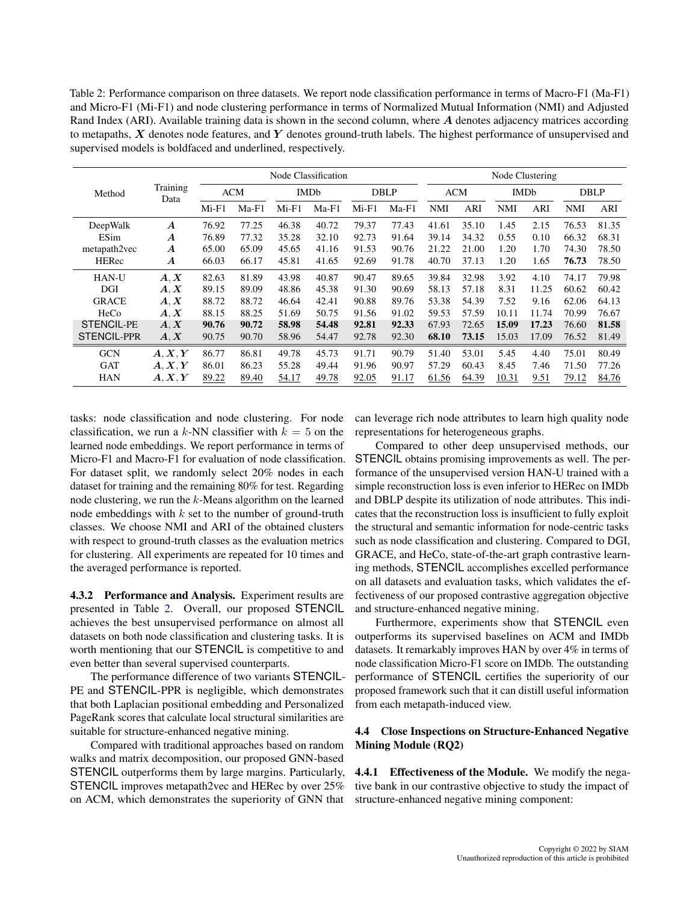Table 2: Performance comparison on three datasets. We report node classification performance in terms of Macro-F1 (Ma-F1) and Micro-F1 (Mi-F1) and node clustering performance in terms of Normalized Mutual Information (NMI) and Adjusted Rand Index (ARI). Available training data is shown in the second column, where $\boldsymbol{A}$ denotes adjacency matrices according to metapaths, $\boldsymbol{X}$ denotes node features, and $\boldsymbol{Y}$ denotes ground-truth labels. The highest performance of unsupervised and supervised models is boldfaced and underlined, respectively.

| Method | Training Data | Node Classification | | | | | | Node Clustering | | | | | |
|---|---|---|---|---|---|---|---|---|---|---|---|---|---|
| | | ACM | | IMDb | | DBLP | | ACM | | IMDb | | DBLP | |
| | | Mi-F1 | Ma-F1 | Mi-F1 | Ma-F1 | Mi-F1 | Ma-F1 | NMI | ARI | NMI | ARI | NMI | ARI |
| DeepWalk | $\boldsymbol{A}$ | 76.92 | 77.25 | 46.38 | 40.72 | 79.37 | 77.43 | 41.61 | 35.10 | 1.45 | 2.15 | 76.53 | 81.35 |
| ESim | $\boldsymbol{A}$ | 76.89 | 77.32 | 35.28 | 32.10 | 92.73 | 91.64 | 39.14 | 34.32 | 0.55 | 0.10 | 66.32 | 68.31 |
| metapath2vec | $\boldsymbol{A}$ | 65.00 | 65.09 | 45.65 | 41.16 | 91.53 | 90.76 | 21.22 | 21.00 | 1.20 | 1.70 | 74.30 | 78.50 |
| HERec | $\boldsymbol{A}$ | 66.03 | 66.17 | 45.81 | 41.65 | 92.69 | 91.78 | 40.70 | 37.13 | 1.20 | 1.65 | **76.73** | 78.50 |
| HAN-U | $\boldsymbol{A}, \boldsymbol{X}$ | 82.63 | 81.89 | 43.98 | 40.87 | 90.47 | 89.65 | 39.84 | 32.98 | 3.92 | 4.10 | 74.17 | 79.98 |
| DGI | $\boldsymbol{A}, \boldsymbol{X}$ | 89.15 | 89.09 | 48.86 | 45.38 | 91.30 | 90.69 | 58.13 | 57.18 | 8.31 | 11.25 | 60.62 | 60.42 |
| GRACE | $\boldsymbol{A}, \boldsymbol{X}$ | 88.72 | 88.72 | 46.64 | 42.41 | 90.88 | 89.76 | 53.38 | 54.39 | 7.52 | 9.16 | 62.06 | 64.13 |
| HeCo | $\boldsymbol{A}, \boldsymbol{X}$ | 88.15 | 88.25 | 51.69 | 50.75 | 91.56 | 91.02 | 59.53 | 57.59 | 10.11 | 11.74 | 70.99 | 76.67 |
| STENCIL-PE | $\boldsymbol{A}, \boldsymbol{X}$ | **90.76** | **90.72** | **58.98** | **54.48** | **92.81** | **92.33** | 67.93 | 72.65 | **15.09** | **17.23** | 76.60 | **81.58** |
| STENCIL-PPR | $\boldsymbol{A}, \boldsymbol{X}$ | 90.75 | 90.70 | 58.96 | 54.47 | 92.78 | 92.30 | **68.10** | **73.15** | 15.03 | 17.09 | 76.52 | 81.49 |
| GCN | $\boldsymbol{A}, \boldsymbol{X}, \boldsymbol{Y}$ | 86.77 | 86.81 | 49.78 | 45.73 | 91.71 | 90.79 | 51.40 | 53.01 | 5.45 | 4.40 | 75.01 | 80.49 |
| GAT | $\boldsymbol{A}, \boldsymbol{X}, \boldsymbol{Y}$ | 86.01 | 86.23 | 55.28 | 49.44 | 91.96 | 90.97 | 57.29 | 60.43 | 8.45 | 7.46 | 71.50 | 77.26 |
| HAN | $\boldsymbol{A}, \boldsymbol{X}, \boldsymbol{Y}$ | <u>89.22</u> | <u>89.40</u> | <u>54.17</u> | <u>49.78</u> | <u>92.05</u> | <u>91.17</u> | <u>61.56</u> | <u>64.39</u> | <u>10.31</u> | <u>9.51</u> | <u>79.12</u> | <u>84.76</u> |

tasks: node classification and node clustering. For node classification, we run a $k$-NN classifier with $k = 5$ on the learned node embeddings. We report performance in terms of Micro-F1 and Macro-F1 for evaluation of node classification. For dataset split, we randomly select 20% nodes in each dataset for training and the remaining 80% for test. Regarding node clustering, we run the $k$-Means algorithm on the learned node embeddings with $k$ set to the number of ground-truth classes. We choose NMI and ARI of the obtained clusters with respect to ground-truth classes as the evaluation metrics for clustering. All experiments are repeated for 10 times and the averaged performance is reported.

**4.3.2 Performance and Analysis.** Experiment results are presented in Table 2. Overall, our proposed STENCIL achieves the best unsupervised performance on almost all datasets on both node classification and clustering tasks. It is worth mentioning that our STENCIL is competitive to and even better than several supervised counterparts.

The performance difference of two variants STENCIL-PE and STENCIL-PPR is negligible, which demonstrates that both Laplacian positional embedding and Personalized PageRank scores that calculate local structural similarities are suitable for structure-enhanced negative mining.

Compared with traditional approaches based on random walks and matrix decomposition, our proposed GNN-based STENCIL outperforms them by large margins. Particularly, STENCIL improves metapath2vec and HERec by over 25% on ACM, which demonstrates the superiority of GNN that can leverage rich node attributes to learn high quality node representations for heterogeneous graphs.

Compared to other deep unsupervised methods, our STENCIL obtains promising improvements as well. The performance of the unsupervised version HAN-U trained with a simple reconstruction loss is even inferior to HERec on IMDb and DBLP despite its utilization of node attributes. This indicates that the reconstruction loss is insufficient to fully exploit the structural and semantic information for node-centric tasks such as node classification and clustering. Compared to DGI, GRACE, and HeCo, state-of-the-art graph contrastive learning methods, STENCIL accomplishes excelled performance on all datasets and evaluation tasks, which validates the effectiveness of our proposed contrastive aggregation objective and structure-enhanced negative mining.

Furthermore, experiments show that STENCIL even outperforms its supervised baselines on ACM and IMDb datasets. It remarkably improves HAN by over 4% in terms of node classification Micro-F1 score on IMDb. The outstanding performance of STENCIL certifies the superiority of our proposed framework such that it can distill useful information from each metapath-induced view.

### 4.4 Close Inspections on Structure-Enhanced Negative Mining Module (RQ2)

**4.4.1 Effectiveness of the Module.** We modify the negative bank in our contrastive objective to study the impact of structure-enhanced negative mining component: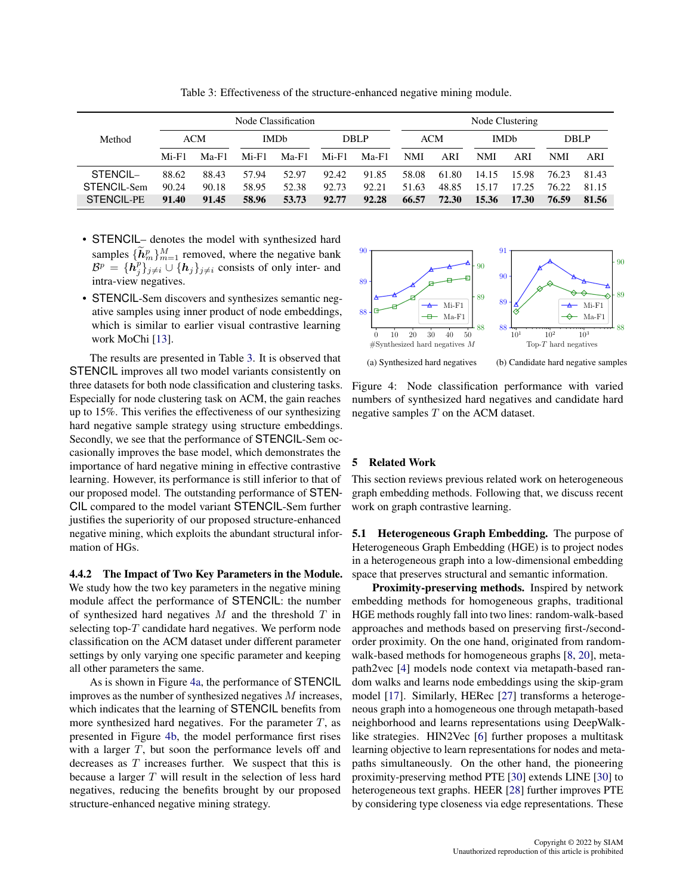Table 3: Effectiveness of the structure-enhanced negative mining module.

| Method | Node Classification | | | | | | Node Clustering | | | | | |
|---|---|---|---|---|---|---|---|---|---|---|---|---|
| | ACM | | IMDb | | DBLP | | ACM | | IMDb | | DBLP | |
| | Mi-F1 | Ma-F1 | Mi-F1 | Ma-F1 | Mi-F1 | Ma-F1 | NMI | ARI | NMI | ARI | NMI | ARI |
| STENCIL– | 88.62 | 88.43 | 57.94 | 52.97 | 92.42 | 91.85 | 58.08 | 61.80 | 14.15 | 15.98 | 76.23 | 81.43 |
| STENCIL-Sem | 90.24 | 90.18 | 58.95 | 52.38 | 92.73 | 92.21 | 51.63 | 48.85 | 15.17 | 17.25 | 76.22 | 81.15 |
| STENCIL-PE | **91.40** | **91.45** | **58.96** | **53.73** | **92.77** | **92.28** | **66.57** | **72.30** | **15.36** | **17.30** | **76.59** | **81.56** |

- STENCIL– denotes the model with synthesized hard samples $\{\widetilde{\boldsymbol{h}}_m^p\}_{m=1}^M$ removed, where the negative bank $\mathcal{B}^p = \{\boldsymbol{h}_j^p\}_{j\neq i} \cup \{\boldsymbol{h}_j\}_{j\neq i}$ consists of only inter- and intra-view negatives.
- STENCIL-Sem discovers and synthesizes semantic negative samples using inner product of node embeddings, which is similar to earlier visual contrastive learning work MoChi [13].

The results are presented in Table 3. It is observed that STENCIL improves all two model variants consistently on three datasets for both node classification and clustering tasks. Especially for node clustering task on ACM, the gain reaches up to 15%. This verifies the effectiveness of our synthesizing hard negative sample strategy using structure embeddings. Secondly, we see that the performance of STENCIL-Sem occasionally improves the base model, which demonstrates the importance of hard negative mining in effective contrastive learning. However, its performance is still inferior to that of our proposed model. The outstanding performance of STENCIL compared to the model variant STENCIL-Sem further justifies the superiority of our proposed structure-enhanced negative mining, which exploits the abundant structural information of HGs.

#### 4.4.2 The Impact of Two Key Parameters in the Module.

We study how the two key parameters in the negative mining module affect the performance of STENCIL: the number of synthesized hard negatives $M$ and the threshold $T$ in selecting top-$T$ candidate hard negatives. We perform node classification on the ACM dataset under different parameter settings by only varying one specific parameter and keeping all other parameters the same.

As is shown in Figure 4a, the performance of STENCIL improves as the number of synthesized negatives $M$ increases, which indicates that the learning of STENCIL benefits from more synthesized hard negatives. For the parameter $T$, as presented in Figure 4b, the model performance first rises with a larger $T$, but soon the performance levels off and decreases as $T$ increases further. We suspect that this is because a larger $T$ will result in the selection of less hard negatives, reducing the benefits brought by our proposed structure-enhanced negative mining strategy.

(a) Synthesized hard negatives (b) Candidate hard negative samples

Figure 4: Node classification performance with varied numbers of synthesized hard negatives and candidate hard negative samples $T$ on the ACM dataset.

## 5 Related Work

This section reviews previous related work on heterogeneous graph embedding methods. Following that, we discuss recent work on graph contrastive learning.

**5.1 Heterogeneous Graph Embedding.** The purpose of Heterogeneous Graph Embedding (HGE) is to project nodes in a heterogeneous graph into a low-dimensional embedding space that preserves structural and semantic information.

**Proximity-preserving methods.** Inspired by network embedding methods for homogeneous graphs, traditional HGE methods roughly fall into two lines: random-walk-based approaches and methods based on preserving first-/second-order proximity. On the one hand, originated from random-walk-based methods for homogeneous graphs [8, 20], metapath2vec [4] models node context via metapath-based random walks and learns node embeddings using the skip-gram model [17]. Similarly, HERec [27] transforms a heterogeneous graph into a homogeneous one through metapath-based neighborhood and learns representations using DeepWalk-like strategies. HIN2Vec [6] further proposes a multitask learning objective to learn representations for nodes and metapaths simultaneously. On the other hand, the pioneering proximity-preserving method PTE [30] extends LINE [30] to heterogeneous text graphs. HEER [28] further improves PTE by considering type closeness via edge representations. These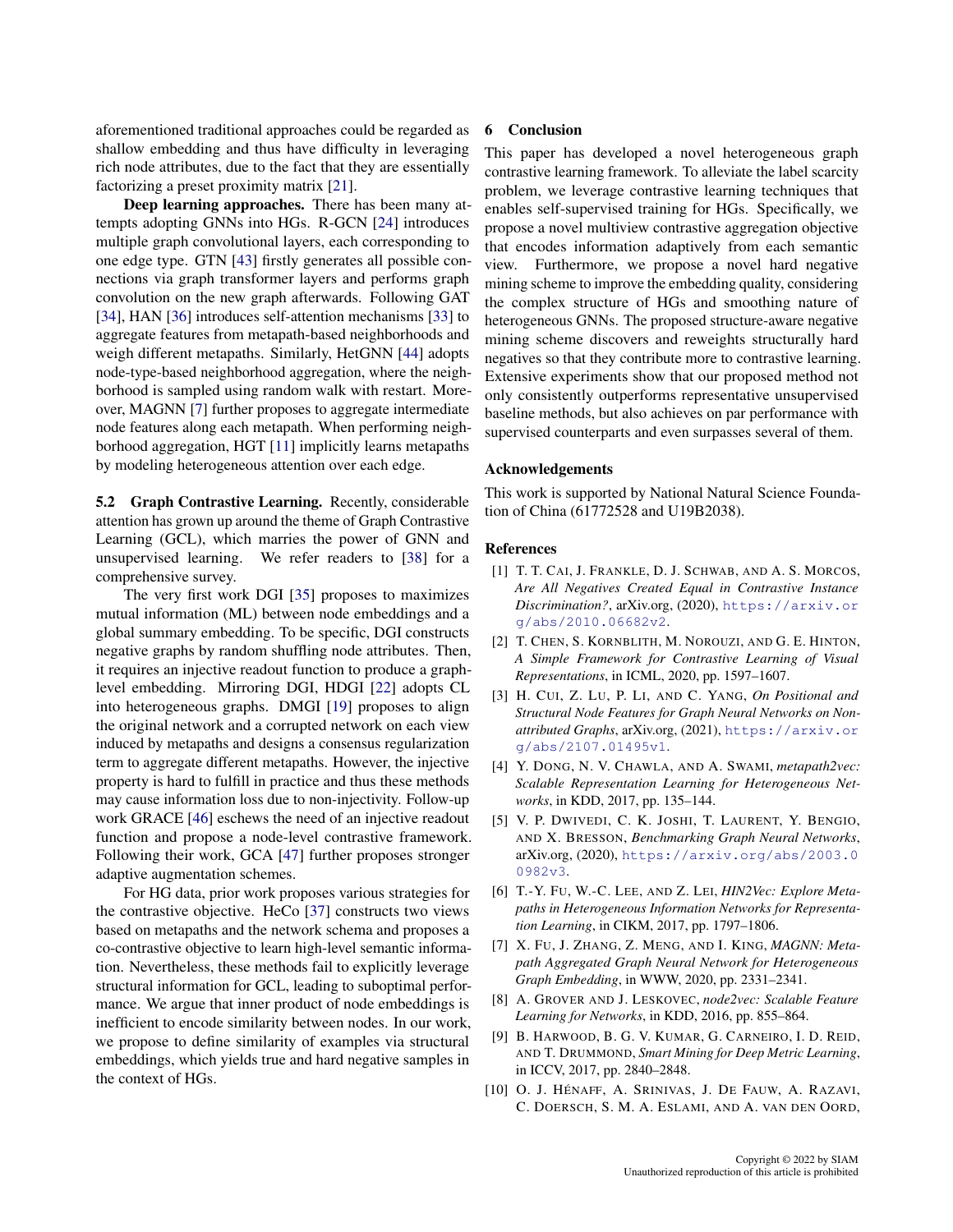aforementioned traditional approaches could be regarded as shallow embedding and thus have difficulty in leveraging rich node attributes, due to the fact that they are essentially factorizing a preset proximity matrix [21].

**Deep learning approaches.** There has been many attempts adopting GNNs into HGs. R-GCN [24] introduces multiple graph convolutional layers, each corresponding to one edge type. GTN [43] firstly generates all possible connections via graph transformer layers and performs graph convolution on the new graph afterwards. Following GAT [34], HAN [36] introduces self-attention mechanisms [33] to aggregate features from metapath-based neighborhoods and weigh different metapaths. Similarly, HetGNN [44] adopts node-type-based neighborhood aggregation, where the neighborhood is sampled using random walk with restart. Moreover, MAGNN [7] further proposes to aggregate intermediate node features along each metapath. When performing neighborhood aggregation, HGT [11] implicitly learns metapaths by modeling heterogeneous attention over each edge.

**5.2 Graph Contrastive Learning.** Recently, considerable attention has grown up around the theme of Graph Contrastive Learning (GCL), which marries the power of GNN and unsupervised learning. We refer readers to [38] for a comprehensive survey.

The very first work DGI [35] proposes to maximizes mutual information (ML) between node embeddings and a global summary embedding. To be specific, DGI constructs negative graphs by random shuffling node attributes. Then, it requires an injective readout function to produce a graph-level embedding. Mirroring DGI, HDGI [22] adopts CL into heterogeneous graphs. DMGI [19] proposes to align the original network and a corrupted network on each view induced by metapaths and designs a consensus regularization term to aggregate different metapaths. However, the injective property is hard to fulfill in practice and thus these methods may cause information loss due to non-injectivity. Follow-up work GRACE [46] eschews the need of an injective readout function and propose a node-level contrastive framework. Following their work, GCA [47] further proposes stronger adaptive augmentation schemes.

For HG data, prior work proposes various strategies for the contrastive objective. HeCo [37] constructs two views based on metapaths and the network schema and proposes a co-contrastive objective to learn high-level semantic information. Nevertheless, these methods fail to explicitly leverage structural information for GCL, leading to suboptimal performance. We argue that inner product of node embeddings is inefficient to encode similarity between nodes. In our work, we propose to define similarity of examples via structural embeddings, which yields true and hard negative samples in the context of HGs.

## 6 Conclusion

This paper has developed a novel heterogeneous graph contrastive learning framework. To alleviate the label scarcity problem, we leverage contrastive learning techniques that enables self-supervised training for HGs. Specifically, we propose a novel multiview contrastive aggregation objective that encodes information adaptively from each semantic view. Furthermore, we propose a novel hard negative mining scheme to improve the embedding quality, considering the complex structure of HGs and smoothing nature of heterogeneous GNNs. The proposed structure-aware negative mining scheme discovers and reweights structurally hard negatives so that they contribute more to contrastive learning. Extensive experiments show that our proposed method not only consistently outperforms representative unsupervised baseline methods, but also achieves on par performance with supervised counterparts and even surpasses several of them.

## Acknowledgements

This work is supported by National Natural Science Foundation of China (61772528 and U19B2038).

## References

[1] T. T. Cai, J. Frankle, D. J. Schwab, and A. S. Morcos, *Are All Negatives Created Equal in Contrastive Instance Discrimination?*, arXiv.org, (2020), https://arxiv.org/abs/2010.06682v2.

[2] T. Chen, S. Kornblith, M. Norouzi, and G. E. Hinton, *A Simple Framework for Contrastive Learning of Visual Representations*, in ICML, 2020, pp. 1597–1607.

[3] H. Cui, Z. Lu, P. Li, and C. Yang, *On Positional and Structural Node Features for Graph Neural Networks on Non-attributed Graphs*, arXiv.org, (2021), https://arxiv.org/abs/2107.01495v1.

[4] Y. Dong, N. V. Chawla, and A. Swami, *metapath2vec: Scalable Representation Learning for Heterogeneous Networks*, in KDD, 2017, pp. 135–144.

[5] V. P. Dwivedi, C. K. Joshi, T. Laurent, Y. Bengio, and X. Bresson, *Benchmarking Graph Neural Networks*, arXiv.org, (2020), https://arxiv.org/abs/2003.00982v3.

[6] T.-Y. Fu, W.-C. Lee, and Z. Lei, *HIN2Vec: Explore Metapaths in Heterogeneous Information Networks for Representation Learning*, in CIKM, 2017, pp. 1797–1806.

[7] X. Fu, J. Zhang, Z. Meng, and I. King, *MAGNN: Metapath Aggregated Graph Neural Network for Heterogeneous Graph Embedding*, in WWW, 2020, pp. 2331–2341.

[8] A. Grover and J. Leskovec, *node2vec: Scalable Feature Learning for Networks*, in KDD, 2016, pp. 855–864.

[9] B. Harwood, B. G. V. Kumar, G. Carneiro, I. D. Reid, and T. Drummond, *Smart Mining for Deep Metric Learning*, in ICCV, 2017, pp. 2840–2848.

[10] O. J. Hénaff, A. Srinivas, J. De Fauw, A. Razavi, C. Doersch, S. M. A. Eslami, and A. van den Oord,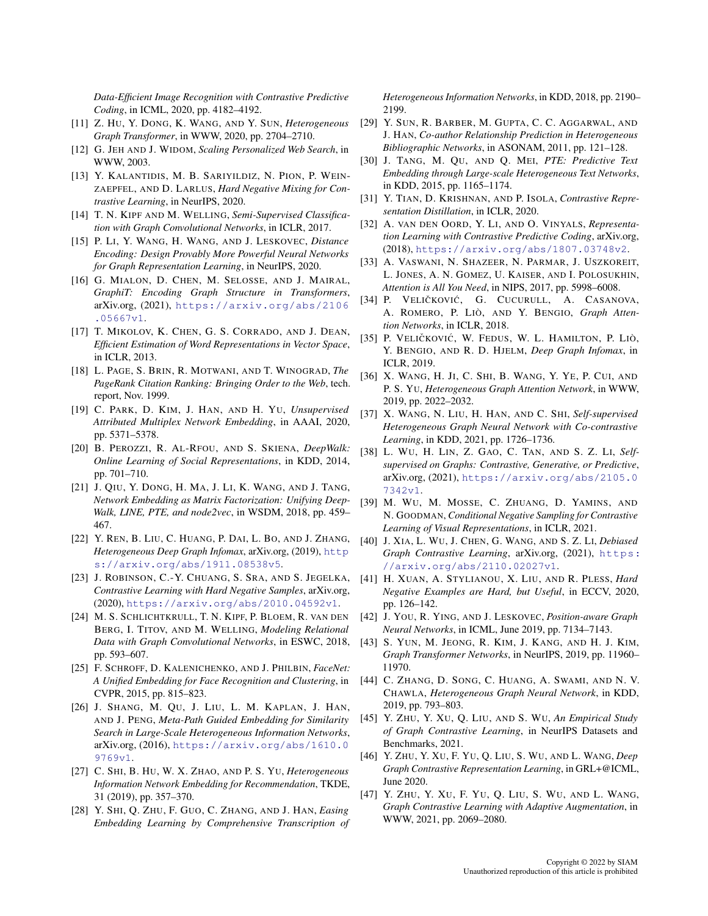Data-Efficient Image Recognition with Contrastive Predictive Coding*, in ICML, 2020, pp. 4182–4192.

[11] Z. Hu, Y. Dong, K. Wang, and Y. Sun, *Heterogeneous Graph Transformer*, in WWW, 2020, pp. 2704–2710.

[12] G. Jeh and J. Widom, *Scaling Personalized Web Search*, in WWW, 2003.

[13] Y. Kalantidis, M. B. Sariyildiz, N. Pion, P. Weinzaepfel, and D. Larlus, *Hard Negative Mixing for Contrastive Learning*, in NeurIPS, 2020.

[14] T. N. Kipf and M. Welling, *Semi-Supervised Classification with Graph Convolutional Networks*, in ICLR, 2017.

[15] P. Li, Y. Wang, H. Wang, and J. Leskovec, *Distance Encoding: Design Provably More Powerful Neural Networks for Graph Representation Learning*, in NeurIPS, 2020.

[16] G. Mialon, D. Chen, M. Selosse, and J. Mairal, *GraphiT: Encoding Graph Structure in Transformers*, arXiv.org, (2021), https://arxiv.org/abs/2106.05667v1.

[17] T. Mikolov, K. Chen, G. S. Corrado, and J. Dean, *Efficient Estimation of Word Representations in Vector Space*, in ICLR, 2013.

[18] L. Page, S. Brin, R. Motwani, and T. Winograd, *The PageRank Citation Ranking: Bringing Order to the Web*, tech. report, Nov. 1999.

[19] C. Park, D. Kim, J. Han, and H. Yu, *Unsupervised Attributed Multiplex Network Embedding*, in AAAI, 2020, pp. 5371–5378.

[20] B. Perozzi, R. Al-Rfou, and S. Skiena, *DeepWalk: Online Learning of Social Representations*, in KDD, 2014, pp. 701–710.

[21] J. Qiu, Y. Dong, H. Ma, J. Li, K. Wang, and J. Tang, *Network Embedding as Matrix Factorization: Unifying DeepWalk, LINE, PTE, and node2vec*, in WSDM, 2018, pp. 459–467.

[22] Y. Ren, B. Liu, C. Huang, P. Dai, L. Bo, and J. Zhang, *Heterogeneous Deep Graph Infomax*, arXiv.org, (2019), https://arxiv.org/abs/1911.08538v5.

[23] J. Robinson, C.-Y. Chuang, S. Sra, and S. Jegelka, *Contrastive Learning with Hard Negative Samples*, arXiv.org, (2020), https://arxiv.org/abs/2010.04592v1.

[24] M. S. Schlichtkrull, T. N. Kipf, P. Bloem, R. van den Berg, I. Titov, and M. Welling, *Modeling Relational Data with Graph Convolutional Networks*, in ESWC, 2018, pp. 593–607.

[25] F. Schroff, D. Kalenichenko, and J. Philbin, *FaceNet: A Unified Embedding for Face Recognition and Clustering*, in CVPR, 2015, pp. 815–823.

[26] J. Shang, M. Qu, J. Liu, L. M. Kaplan, J. Han, and J. Peng, *Meta-Path Guided Embedding for Similarity Search in Large-Scale Heterogeneous Information Networks*, arXiv.org, (2016), https://arxiv.org/abs/1610.09769v1.

[27] C. Shi, B. Hu, W. X. Zhao, and P. S. Yu, *Heterogeneous Information Network Embedding for Recommendation*, TKDE, 31 (2019), pp. 357–370.

[28] Y. Shi, Q. Zhu, F. Guo, C. Zhang, and J. Han, *Easing Embedding Learning by Comprehensive Transcription of Heterogeneous Information Networks*, in KDD, 2018, pp. 2190–2199.

[29] Y. Sun, R. Barber, M. Gupta, C. C. Aggarwal, and J. Han, *Co-author Relationship Prediction in Heterogeneous Bibliographic Networks*, in ASONAM, 2011, pp. 121–128.

[30] J. Tang, M. Qu, and Q. Mei, *PTE: Predictive Text Embedding through Large-scale Heterogeneous Text Networks*, in KDD, 2015, pp. 1165–1174.

[31] Y. Tian, D. Krishnan, and P. Isola, *Contrastive Representation Distillation*, in ICLR, 2020.

[32] A. van den Oord, Y. Li, and O. Vinyals, *Representation Learning with Contrastive Predictive Coding*, arXiv.org, (2018), https://arxiv.org/abs/1807.03748v2.

[33] A. Vaswani, N. Shazeer, N. Parmar, J. Uszkoreit, L. Jones, A. N. Gomez, U. Kaiser, and I. Polosukhin, *Attention is All You Need*, in NIPS, 2017, pp. 5998–6008.

[34] P. Veličković, G. Cucurull, A. Casanova, A. Romero, P. Liò, and Y. Bengio, *Graph Attention Networks*, in ICLR, 2018.

[35] P. Veličković, W. Fedus, W. L. Hamilton, P. Liò, Y. Bengio, and R. D. Hjelm, *Deep Graph Infomax*, in ICLR, 2019.

[36] X. Wang, H. Ji, C. Shi, B. Wang, Y. Ye, P. Cui, and P. S. Yu, *Heterogeneous Graph Attention Network*, in WWW, 2019, pp. 2022–2032.

[37] X. Wang, N. Liu, H. Han, and C. Shi, *Self-supervised Heterogeneous Graph Neural Network with Co-contrastive Learning*, in KDD, 2021, pp. 1726–1736.

[38] L. Wu, H. Lin, Z. Gao, C. Tan, and S. Z. Li, *Self-supervised on Graphs: Contrastive, Generative, or Predictive*, arXiv.org, (2021), https://arxiv.org/abs/2105.07342v1.

[39] M. Wu, M. Mosse, C. Zhuang, D. Yamins, and N. Goodman, *Conditional Negative Sampling for Contrastive Learning of Visual Representations*, in ICLR, 2021.

[40] J. Xia, L. Wu, J. Chen, G. Wang, and S. Z. Li, *Debiased Graph Contrastive Learning*, arXiv.org, (2021), https://arxiv.org/abs/2110.02027v1.

[41] H. Xuan, A. Stylianou, X. Liu, and R. Pless, *Hard Negative Examples are Hard, but Useful*, in ECCV, 2020, pp. 126–142.

[42] J. You, R. Ying, and J. Leskovec, *Position-aware Graph Neural Networks*, in ICML, June 2019, pp. 7134–7143.

[43] S. Yun, M. Jeong, R. Kim, J. Kang, and H. J. Kim, *Graph Transformer Networks*, in NeurIPS, 2019, pp. 11960–11970.

[44] C. Zhang, D. Song, C. Huang, A. Swami, and N. V. Chawla, *Heterogeneous Graph Neural Network*, in KDD, 2019, pp. 793–803.

[45] Y. Zhu, Y. Xu, Q. Liu, and S. Wu, *An Empirical Study of Graph Contrastive Learning*, in NeurIPS Datasets and Benchmarks, 2021.

[46] Y. Zhu, Y. Xu, F. Yu, Q. Liu, S. Wu, and L. Wang, *Deep Graph Contrastive Representation Learning*, in GRL+@ICML, June 2020.

[47] Y. Zhu, Y. Xu, F. Yu, Q. Liu, S. Wu, and L. Wang, *Graph Contrastive Learning with Adaptive Augmentation*, in WWW, 2021, pp. 2069–2080.

Copyright © 2022 by SIAM
Unauthorized reproduction of this article is prohibited